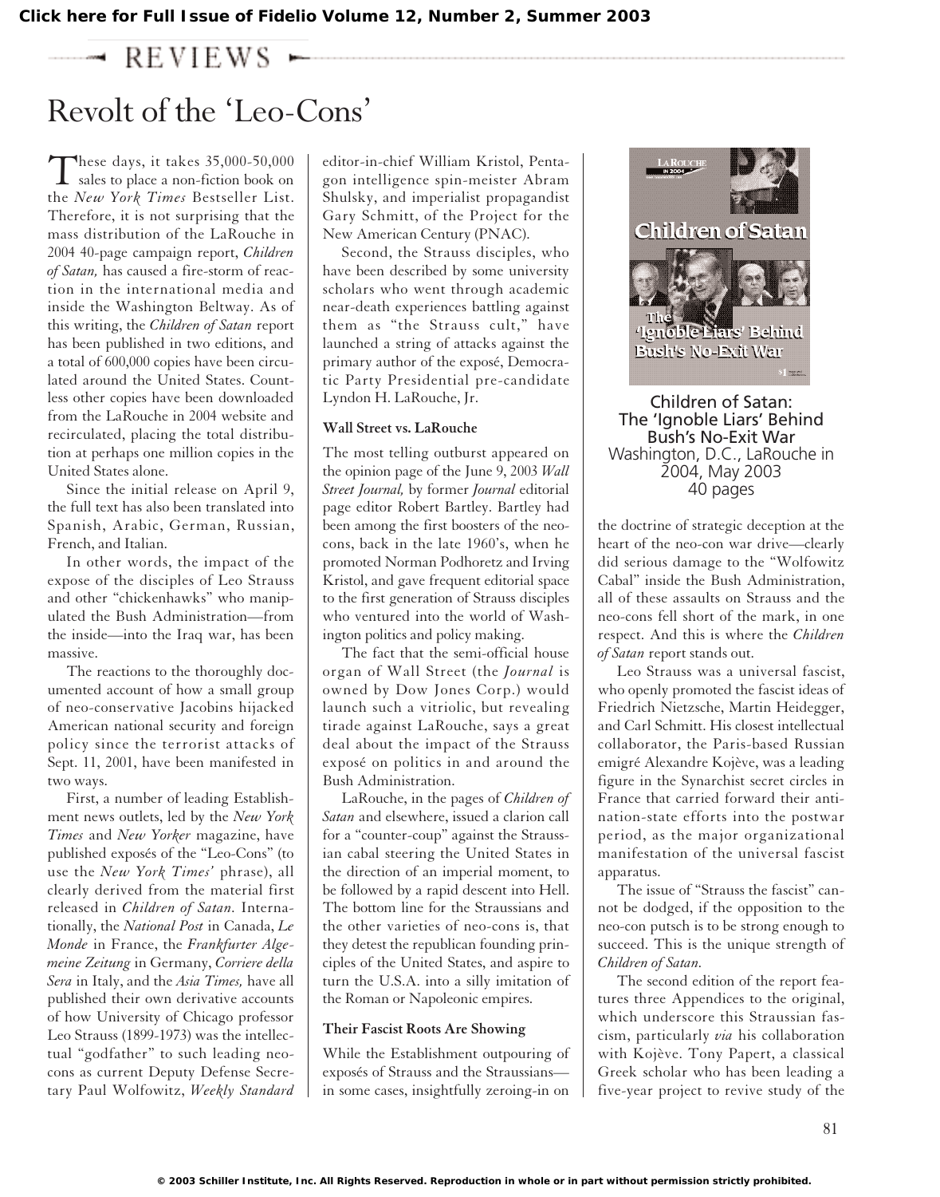Click here for Full Issue of Fidelio Volume 12, Number 2, Summer 2003

REVIEWS

# Revolt of the 'Leo-Cons'

These days, it takes 35,000-50,000 sales to place a non-fiction book on the *New York Times* Bestseller List. Therefore, it is not surprising that the mass distribution of the LaRouche in 2004 40-page campaign report, *Children of Satan,* has caused a fire-storm of reaction in the international media and inside the Washington Beltway. As of this writing, the *Children of Satan* report has been published in two editions, and a total of 600,000 copies have been circulated around the United States. Countless other copies have been downloaded from the LaRouche in 2004 website and recirculated, placing the total distribution at perhaps one million copies in the United States alone.

Since the initial release on April 9, the full text has also been translated into Spanish, Arabic, German, Russian, French, and Italian.

In other words, the impact of the expose of the disciples of Leo Strauss and other "chickenhawks" who manipulated the Bush Administration—from the inside—into the Iraq war, has been massive.

The reactions to the thoroughly documented account of how a small group of neo-conservative Jacobins hijacked American national security and foreign policy since the terrorist attacks of Sept. 11, 2001, have been manifested in two ways.

First, a number of leading Establishment news outlets, led by the *New York Times* and *New Yorker* magazine, have published exposés of the "Leo-Cons" (to use the *New York Times'* phrase), all clearly derived from the material first released in *Children of Satan.* Internationally, the *National Post* in Canada, *Le Monde* in France, the *Frankfurter Allgemeine Zeitung* in Germany, *Corriere della Sera* in Italy, and the *Asia Times,* have all published their own derivative accounts of how University of Chicago professor Leo Strauss (1899-1973) was the intellectual "godfather" to such leading neo-cons as current Deputy Defense Secretary Paul Wolfowitz, *Weekly Standard* editor-in-chief William Kristol, Pentagon intelligence spin-meister Abram Shulsky, and imperialist propagandist Gary Schmitt, of the Project for the New American Century (PNAC).

Second, the Strauss disciples, who have been described by some university scholars who went through academic near-death experiences battling against them as "the Strauss cult," have launched a string of attacks against the primary author of the exposé, Democratic Party Presidential pre-candidate Lyndon H. LaRouche, Jr.

### Wall Street vs. LaRouche

The most telling outburst appeared on the opinion page of the June 9, 2003 *Wall Street Journal,* by former *Journal* editorial page editor Robert Bartley. Bartley had been among the first boosters of the neo-cons, back in the late 1960's, when he promoted Norman Podhoretz and Irving Kristol, and gave frequent editorial space to the first generation of Strauss disciples who ventured into the world of Washington politics and policy making.

The fact that the semi-official house organ of Wall Street (the *Journal* is owned by Dow Jones Corp.) would launch such a vitriolic, but revealing tirade against LaRouche, says a great deal about the impact of the Strauss exposé on politics in and around the Bush Administration.

LaRouche, in the pages of *Children of Satan* and elsewhere, issued a clarion call for a "counter-coup" against the Straussian cabal steering the United States in the direction of an imperial moment, to be followed by a rapid descent into Hell. The bottom line for the Straussians and the other varieties of neo-cons is, that they detest the republican founding principles of the United States, and aspire to turn the U.S.A. into a silly imitation of the Roman or Napoleonic empires.

### Their Fascist Roots Are Showing

While the Establishment outpouring of exposés of Strauss and the Straussians—in some cases, insightfully zeroing-in on the doctrine of strategic deception at the heart of the neo-con war drive—clearly did serious damage to the "Wolfowitz Cabal" inside the Bush Administration, all of these assaults on Strauss and the neo-cons fell short of the mark, in one respect. And this is where the *Children of Satan* report stands out.

Leo Strauss was a universal fascist, who openly promoted the fascist ideas of Friedrich Nietzsche, Martin Heidegger, and Carl Schmitt. His closest intellectual collaborator, the Paris-based Russian emigré Alexandre Kojève, was a leading figure in the Synarchist secret circles in France that carried forward their anti-nation-state efforts into the postwar period, as the major organizational manifestation of the universal fascist apparatus.

The issue of "Strauss the fascist" cannot be dodged, if the opposition to the neo-con putsch is to be strong enough to succeed. This is the unique strength of *Children of Satan.*

The second edition of the report features three Appendices to the original, which underscore this Straussian fascism, particularly *via* his collaboration with Kojève. Tony Papert, a classical Greek scholar who has been leading a five-year project to revive study of the

Children of Satan: The 'Ignoble Liars' Behind Bush's No-Exit War
Washington, D.C., LaRouche in 2004, May 2003
40 pages

© 2003 Schiller Institute, Inc. All Rights Reserved. Reproduction in whole or in part without permission strictly prohibited.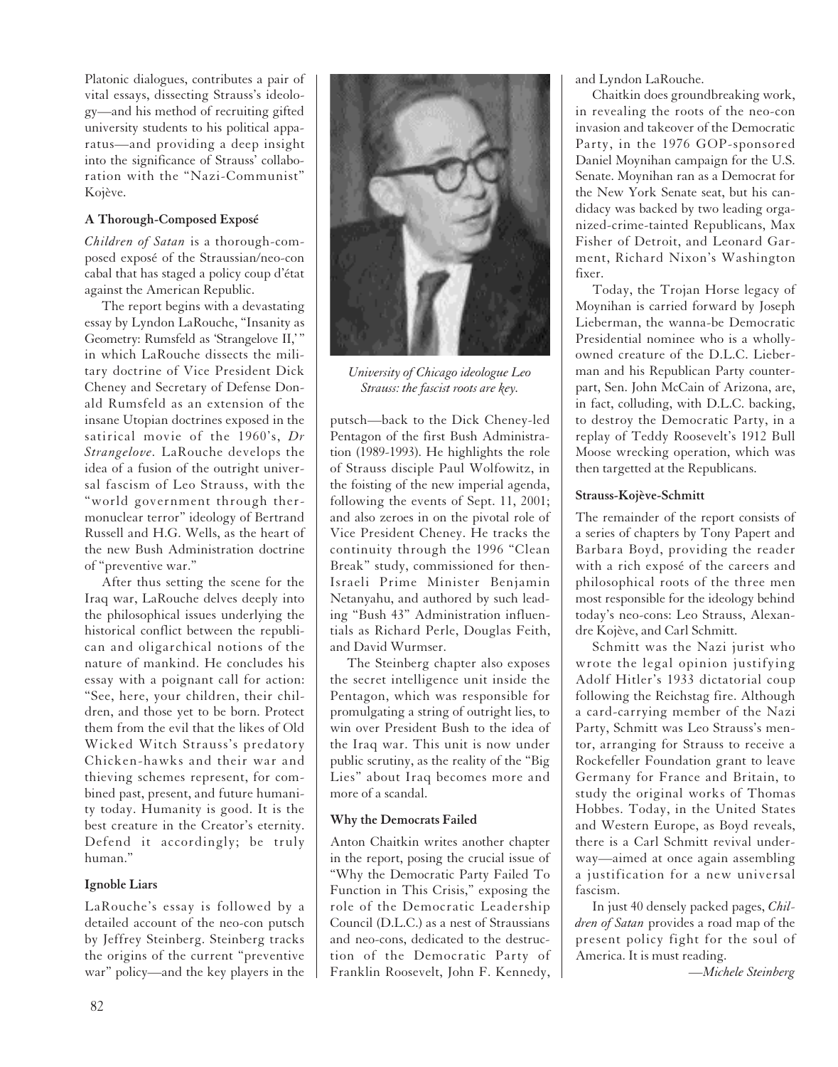Platonic dialogues, contributes a pair of vital essays, dissecting Strauss's ideology—and his method of recruiting gifted university students to his political apparatus—and providing a deep insight into the significance of Strauss' collaboration with the "Nazi-Communist" Kojève.

### A Thorough-Composed Exposé

*Children of Satan* is a thorough-composed exposé of the Straussian/neo-con cabal that has staged a policy coup d'état against the American Republic.

The report begins with a devastating essay by Lyndon LaRouche, "Insanity as Geometry: Rumsfeld as 'Strangelove II,'" in which LaRouche dissects the military doctrine of Vice President Dick Cheney and Secretary of Defense Donald Rumsfeld as an extension of the insane Utopian doctrines exposed in the satirical movie of the 1960's, *Dr Strangelove*. LaRouche develops the idea of a fusion of the outright universal fascism of Leo Strauss, with the "world government through thermonuclear terror" ideology of Bertrand Russell and H.G. Wells, as the heart of the new Bush Administration doctrine of "preventive war."

After thus setting the scene for the Iraq war, LaRouche delves deeply into the philosophical issues underlying the historical conflict between the republican and oligarchical notions of the nature of mankind. He concludes his essay with a poignant call for action: "See, here, your children, their children, and those yet to be born. Protect them from the evil that the likes of Old Wicked Witch Strauss's predatory Chicken-hawks and their war and thieving schemes represent, for combined past, present, and future humanity today. Humanity is good. It is the best creature in the Creator's eternity. Defend it accordingly; be truly human."

### Ignoble Liars

LaRouche's essay is followed by a detailed account of the neo-con putsch by Jeffrey Steinberg. Steinberg tracks the origins of the current "preventive war" policy—and the key players in the putsch—back to the Dick Cheney-led Pentagon of the first Bush Administration (1989-1993). He highlights the role of Strauss disciple Paul Wolfowitz, in the foisting of the new imperial agenda, following the events of Sept. 11, 2001; and also zeroes in on the pivotal role of Vice President Cheney. He tracks the continuity through the 1996 "Clean Break" study, commissioned for then-Israeli Prime Minister Benjamin Netanyahu, and authored by such leading "Bush 43" Administration influentials as Richard Perle, Douglas Feith, and David Wurmser.

*University of Chicago ideologue Leo Strauss: the fascist roots are key.*

The Steinberg chapter also exposes the secret intelligence unit inside the Pentagon, which was responsible for promulgating a string of outright lies, to win over President Bush to the idea of the Iraq war. This unit is now under public scrutiny, as the reality of the "Big Lies" about Iraq becomes more and more of a scandal.

### Why the Democrats Failed

Anton Chaitkin writes another chapter in the report, posing the crucial issue of "Why the Democratic Party Failed To Function in This Crisis," exposing the role of the Democratic Leadership Council (D.L.C.) as a nest of Straussians and neo-cons, dedicated to the destruction of the Democratic Party of Franklin Roosevelt, John F. Kennedy, and Lyndon LaRouche.

Chaitkin does groundbreaking work, in revealing the roots of the neo-con invasion and takeover of the Democratic Party, in the 1976 GOP-sponsored Daniel Moynihan campaign for the U.S. Senate. Moynihan ran as a Democrat for the New York Senate seat, but his candidacy was backed by two leading organized-crime-tainted Republicans, Max Fisher of Detroit, and Leonard Garment, Richard Nixon's Washington fixer.

Today, the Trojan Horse legacy of Moynihan is carried forward by Joseph Lieberman, the wanna-be Democratic Presidential nominee who is a wholly-owned creature of the D.L.C. Lieberman and his Republican Party counterpart, Sen. John McCain of Arizona, are, in fact, colluding, with D.L.C. backing, to destroy the Democratic Party, in a replay of Teddy Roosevelt's 1912 Bull Moose wrecking operation, which was then targetted at the Republicans.

### Strauss-Kojève-Schmitt

The remainder of the report consists of a series of chapters by Tony Papert and Barbara Boyd, providing the reader with a rich exposé of the careers and philosophical roots of the three men most responsible for the ideology behind today's neo-cons: Leo Strauss, Alexandre Kojève, and Carl Schmitt.

Schmitt was the Nazi jurist who wrote the legal opinion justifying Adolf Hitler's 1933 dictatorial coup following the Reichstag fire. Although a card-carrying member of the Nazi Party, Schmitt was Leo Strauss's mentor, arranging for Strauss to receive a Rockefeller Foundation grant to leave Germany for France and Britain, to study the original works of Thomas Hobbes. Today, in the United States and Western Europe, as Boyd reveals, there is a Carl Schmitt revival underway—aimed at once again assembling a justification for a new universal fascism.

In just 40 densely packed pages, *Children of Satan* provides a road map of the present policy fight for the soul of America. It is must reading.

—*Michele Steinberg*